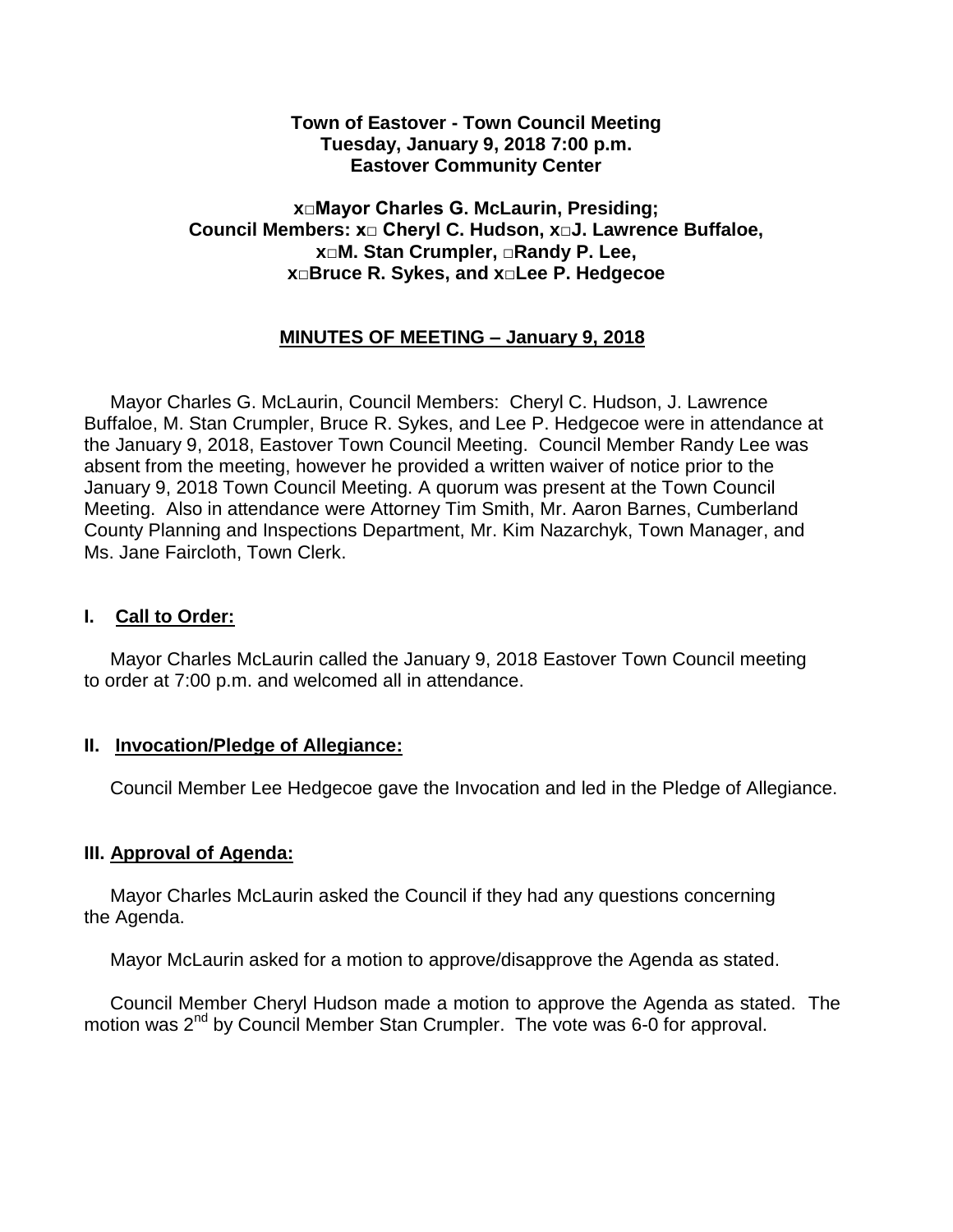**Town of Eastover - Town Council Meeting**
**Tuesday, January 9, 2018 7:00 p.m.**
**Eastover Community Center**

**x□Mayor Charles G. McLaurin, Presiding;**
**Council Members: x□ Cheryl C. Hudson, x□J. Lawrence Buffaloe,**
**x□M. Stan Crumpler, □Randy P. Lee,**
**x□Bruce R. Sykes, and x□Lee P. Hedgecoe**

**MINUTES OF MEETING – January 9, 2018**

Mayor Charles G. McLaurin, Council Members: Cheryl C. Hudson, J. Lawrence Buffaloe, M. Stan Crumpler, Bruce R. Sykes, and Lee P. Hedgecoe were in attendance at the January 9, 2018, Eastover Town Council Meeting. Council Member Randy Lee was absent from the meeting, however he provided a written waiver of notice prior to the January 9, 2018 Town Council Meeting. A quorum was present at the Town Council Meeting. Also in attendance were Attorney Tim Smith, Mr. Aaron Barnes, Cumberland County Planning and Inspections Department, Mr. Kim Nazarchyk, Town Manager, and Ms. Jane Faircloth, Town Clerk.

## I. Call to Order:

Mayor Charles McLaurin called the January 9, 2018 Eastover Town Council meeting to order at 7:00 p.m. and welcomed all in attendance.

## II. Invocation/Pledge of Allegiance:

Council Member Lee Hedgecoe gave the Invocation and led in the Pledge of Allegiance.

## III. Approval of Agenda:

Mayor Charles McLaurin asked the Council if they had any questions concerning the Agenda.

Mayor McLaurin asked for a motion to approve/disapprove the Agenda as stated.

Council Member Cheryl Hudson made a motion to approve the Agenda as stated. The motion was 2nd by Council Member Stan Crumpler. The vote was 6-0 for approval.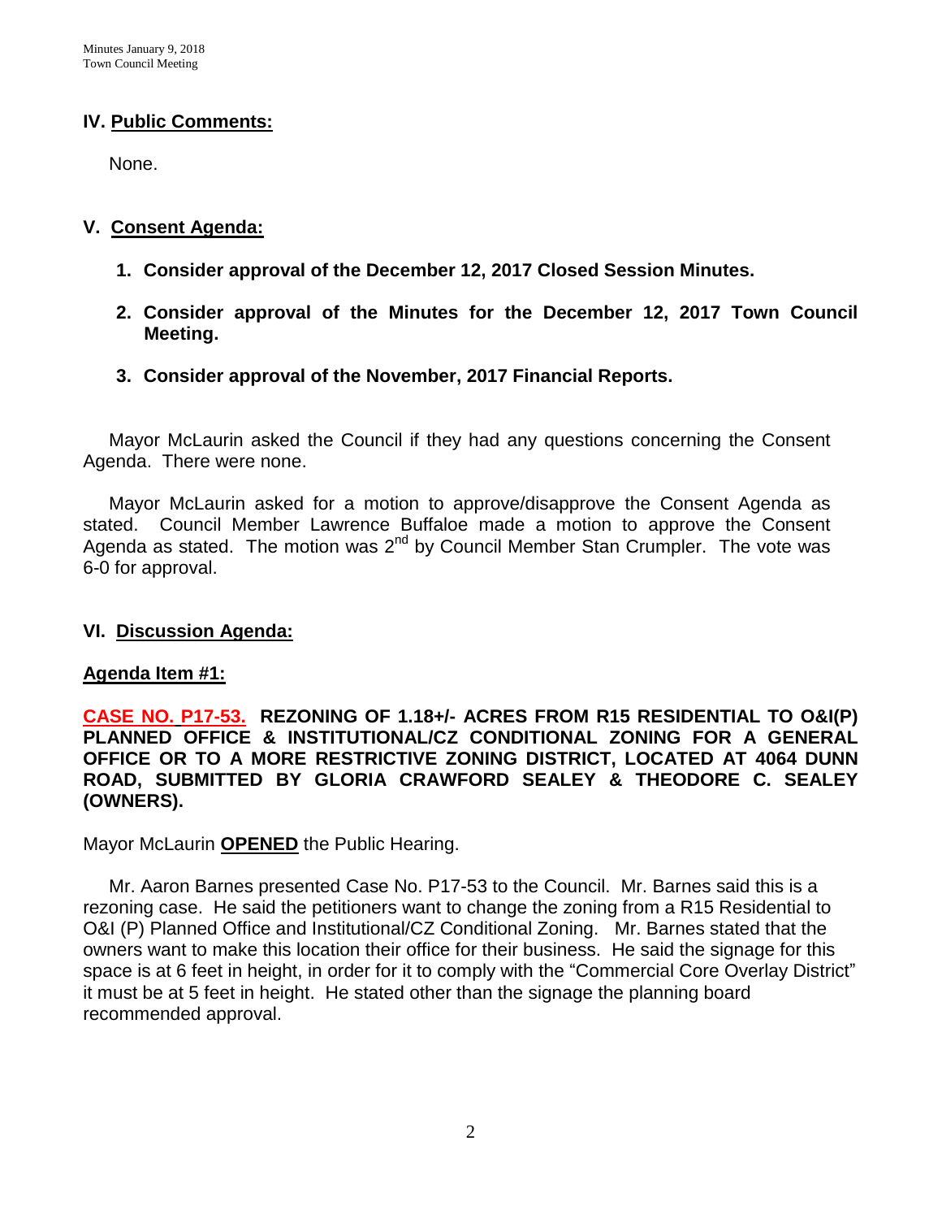## IV. Public Comments:

None.

## V. Consent Agenda:

1. **Consider approval of the December 12, 2017 Closed Session Minutes.**
2. **Consider approval of the Minutes for the December 12, 2017 Town Council Meeting.**
3. **Consider approval of the November, 2017 Financial Reports.**

Mayor McLaurin asked the Council if they had any questions concerning the Consent Agenda. There were none.

Mayor McLaurin asked for a motion to approve/disapprove the Consent Agenda as stated. Council Member Lawrence Buffaloe made a motion to approve the Consent Agenda as stated. The motion was 2nd by Council Member Stan Crumpler. The vote was 6-0 for approval.

## VI. Discussion Agenda:

### Agenda Item #1:

**CASE NO. P17-53. REZONING OF 1.18+/- ACRES FROM R15 RESIDENTIAL TO O&I(P) PLANNED OFFICE & INSTITUTIONAL/CZ CONDITIONAL ZONING FOR A GENERAL OFFICE OR TO A MORE RESTRICTIVE ZONING DISTRICT, LOCATED AT 4064 DUNN ROAD, SUBMITTED BY GLORIA CRAWFORD SEALEY & THEODORE C. SEALEY (OWNERS).**

Mayor McLaurin **OPENED** the Public Hearing.

Mr. Aaron Barnes presented Case No. P17-53 to the Council. Mr. Barnes said this is a rezoning case. He said the petitioners want to change the zoning from a R15 Residential to O&I (P) Planned Office and Institutional/CZ Conditional Zoning. Mr. Barnes stated that the owners want to make this location their office for their business. He said the signage for this space is at 6 feet in height, in order for it to comply with the "Commercial Core Overlay District" it must be at 5 feet in height. He stated other than the signage the planning board recommended approval.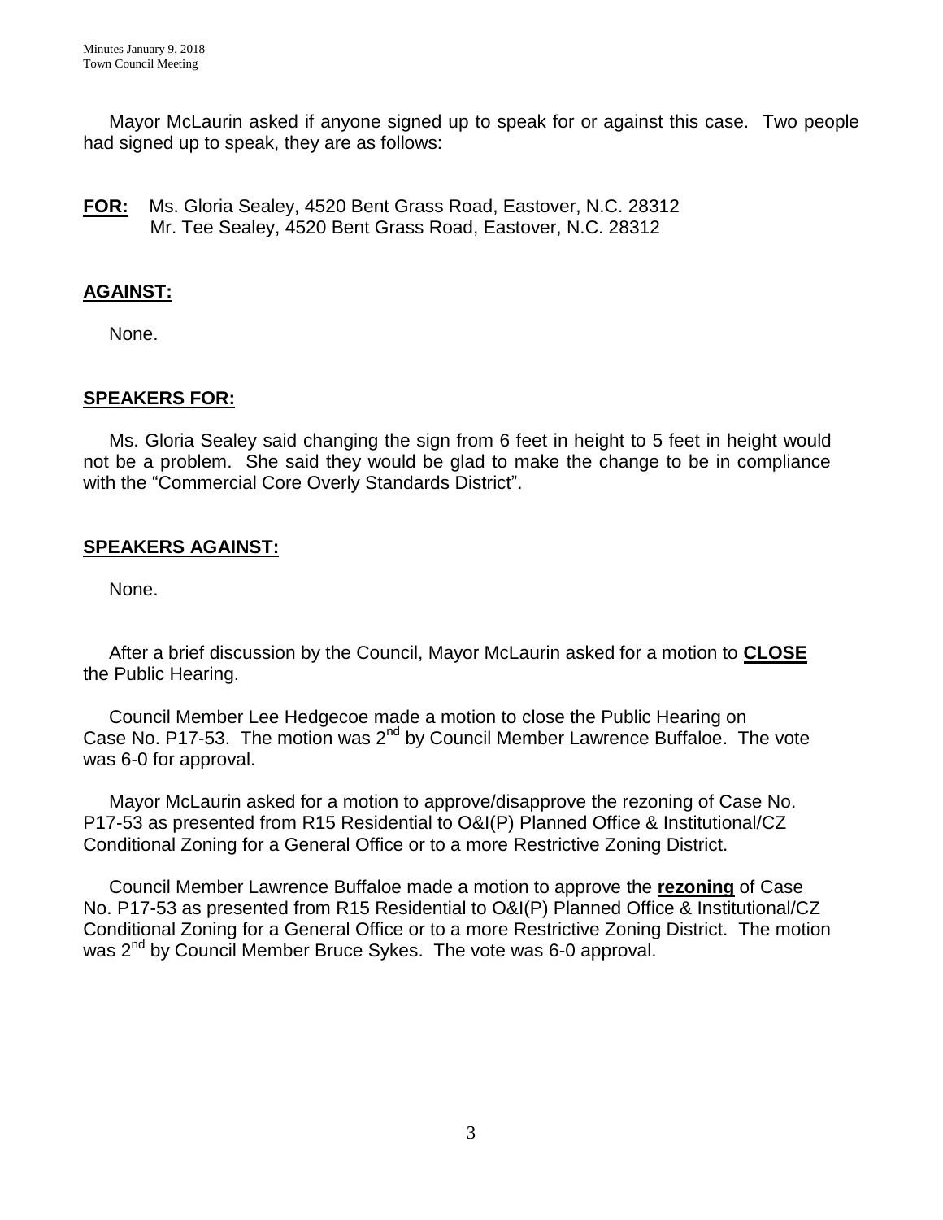Mayor McLaurin asked if anyone signed up to speak for or against this case. Two people had signed up to speak, they are as follows:

**FOR:** Ms. Gloria Sealey, 4520 Bent Grass Road, Eastover, N.C. 28312
Mr. Tee Sealey, 4520 Bent Grass Road, Eastover, N.C. 28312

**AGAINST:**

None.

**SPEAKERS FOR:**

Ms. Gloria Sealey said changing the sign from 6 feet in height to 5 feet in height would not be a problem. She said they would be glad to make the change to be in compliance with the "Commercial Core Overly Standards District".

**SPEAKERS AGAINST:**

None.

After a brief discussion by the Council, Mayor McLaurin asked for a motion to **CLOSE** the Public Hearing.

Council Member Lee Hedgecoe made a motion to close the Public Hearing on Case No. P17-53. The motion was 2nd by Council Member Lawrence Buffaloe. The vote was 6-0 for approval.

Mayor McLaurin asked for a motion to approve/disapprove the rezoning of Case No. P17-53 as presented from R15 Residential to O&I(P) Planned Office & Institutional/CZ Conditional Zoning for a General Office or to a more Restrictive Zoning District.

Council Member Lawrence Buffaloe made a motion to approve the **rezoning** of Case No. P17-53 as presented from R15 Residential to O&I(P) Planned Office & Institutional/CZ Conditional Zoning for a General Office or to a more Restrictive Zoning District. The motion was 2nd by Council Member Bruce Sykes. The vote was 6-0 approval.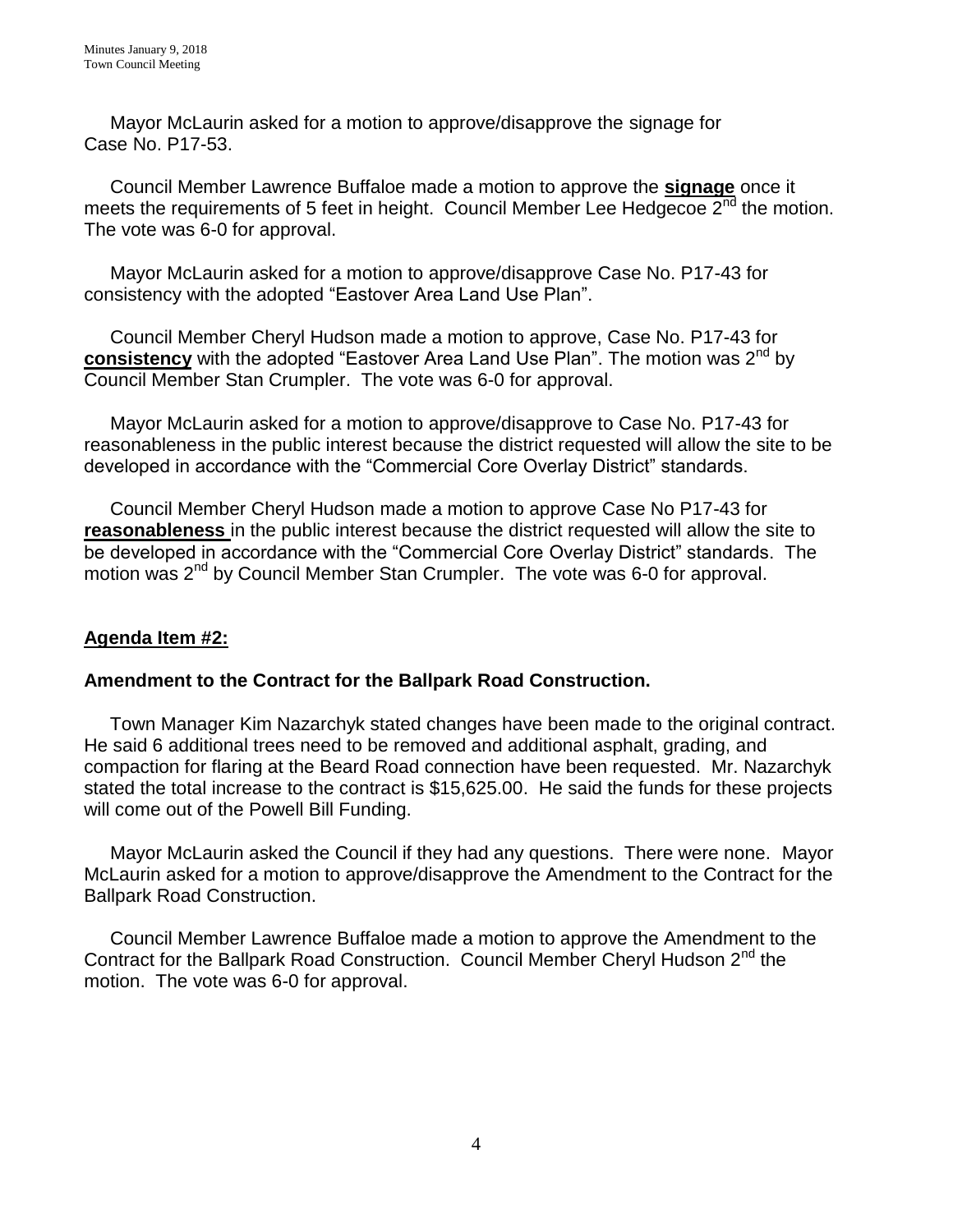Mayor McLaurin asked for a motion to approve/disapprove the signage for Case No. P17-53.

Council Member Lawrence Buffaloe made a motion to approve the **signage** once it meets the requirements of 5 feet in height. Council Member Lee Hedgecoe 2nd the motion. The vote was 6-0 for approval.

Mayor McLaurin asked for a motion to approve/disapprove Case No. P17-43 for consistency with the adopted "Eastover Area Land Use Plan".

Council Member Cheryl Hudson made a motion to approve, Case No. P17-43 for **consistency** with the adopted "Eastover Area Land Use Plan". The motion was 2nd by Council Member Stan Crumpler. The vote was 6-0 for approval.

Mayor McLaurin asked for a motion to approve/disapprove to Case No. P17-43 for reasonableness in the public interest because the district requested will allow the site to be developed in accordance with the "Commercial Core Overlay District" standards.

Council Member Cheryl Hudson made a motion to approve Case No P17-43 for **reasonableness** in the public interest because the district requested will allow the site to be developed in accordance with the "Commercial Core Overlay District" standards. The motion was 2nd by Council Member Stan Crumpler. The vote was 6-0 for approval.

## Agenda Item #2:

### Amendment to the Contract for the Ballpark Road Construction.

Town Manager Kim Nazarchyk stated changes have been made to the original contract. He said 6 additional trees need to be removed and additional asphalt, grading, and compaction for flaring at the Beard Road connection have been requested. Mr. Nazarchyk stated the total increase to the contract is $15,625.00. He said the funds for these projects will come out of the Powell Bill Funding.

Mayor McLaurin asked the Council if they had any questions. There were none. Mayor McLaurin asked for a motion to approve/disapprove the Amendment to the Contract for the Ballpark Road Construction.

Council Member Lawrence Buffaloe made a motion to approve the Amendment to the Contract for the Ballpark Road Construction. Council Member Cheryl Hudson 2nd the motion. The vote was 6-0 for approval.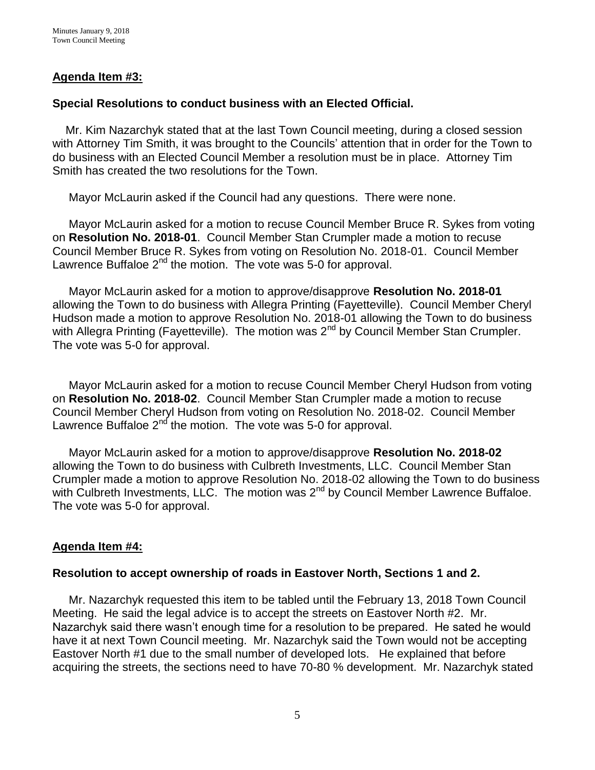## Agenda Item #3:

### Special Resolutions to conduct business with an Elected Official.

Mr. Kim Nazarchyk stated that at the last Town Council meeting, during a closed session with Attorney Tim Smith, it was brought to the Councils' attention that in order for the Town to do business with an Elected Council Member a resolution must be in place. Attorney Tim Smith has created the two resolutions for the Town.

Mayor McLaurin asked if the Council had any questions. There were none.

Mayor McLaurin asked for a motion to recuse Council Member Bruce R. Sykes from voting on **Resolution No. 2018-01**. Council Member Stan Crumpler made a motion to recuse Council Member Bruce R. Sykes from voting on Resolution No. 2018-01. Council Member Lawrence Buffaloe 2nd the motion. The vote was 5-0 for approval.

Mayor McLaurin asked for a motion to approve/disapprove **Resolution No. 2018-01** allowing the Town to do business with Allegra Printing (Fayetteville). Council Member Cheryl Hudson made a motion to approve Resolution No. 2018-01 allowing the Town to do business with Allegra Printing (Fayetteville). The motion was 2nd by Council Member Stan Crumpler. The vote was 5-0 for approval.

Mayor McLaurin asked for a motion to recuse Council Member Cheryl Hudson from voting on **Resolution No. 2018-02**. Council Member Stan Crumpler made a motion to recuse Council Member Cheryl Hudson from voting on Resolution No. 2018-02. Council Member Lawrence Buffaloe 2nd the motion. The vote was 5-0 for approval.

Mayor McLaurin asked for a motion to approve/disapprove **Resolution No. 2018-02** allowing the Town to do business with Culbreth Investments, LLC. Council Member Stan Crumpler made a motion to approve Resolution No. 2018-02 allowing the Town to do business with Culbreth Investments, LLC. The motion was 2nd by Council Member Lawrence Buffaloe. The vote was 5-0 for approval.

## Agenda Item #4:

### Resolution to accept ownership of roads in Eastover North, Sections 1 and 2.

Mr. Nazarchyk requested this item to be tabled until the February 13, 2018 Town Council Meeting. He said the legal advice is to accept the streets on Eastover North #2. Mr. Nazarchyk said there wasn't enough time for a resolution to be prepared. He sated he would have it at next Town Council meeting. Mr. Nazarchyk said the Town would not be accepting Eastover North #1 due to the small number of developed lots. He explained that before acquiring the streets, the sections need to have 70-80 % development. Mr. Nazarchyk stated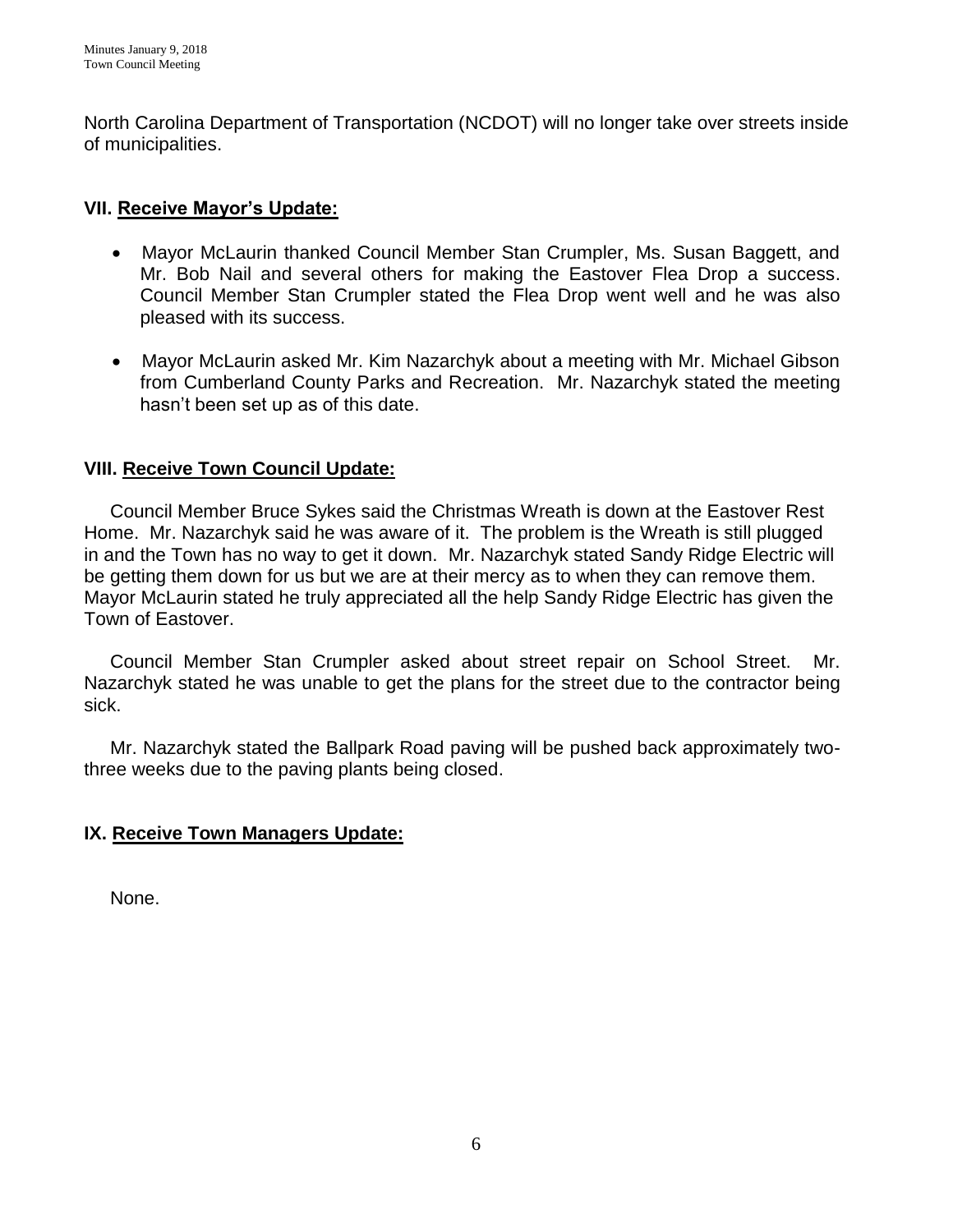North Carolina Department of Transportation (NCDOT) will no longer take over streets inside of municipalities.

## VII. Receive Mayor's Update:

- Mayor McLaurin thanked Council Member Stan Crumpler, Ms. Susan Baggett, and Mr. Bob Nail and several others for making the Eastover Flea Drop a success. Council Member Stan Crumpler stated the Flea Drop went well and he was also pleased with its success.
- Mayor McLaurin asked Mr. Kim Nazarchyk about a meeting with Mr. Michael Gibson from Cumberland County Parks and Recreation. Mr. Nazarchyk stated the meeting hasn't been set up as of this date.

## VIII. Receive Town Council Update:

Council Member Bruce Sykes said the Christmas Wreath is down at the Eastover Rest Home. Mr. Nazarchyk said he was aware of it. The problem is the Wreath is still plugged in and the Town has no way to get it down. Mr. Nazarchyk stated Sandy Ridge Electric will be getting them down for us but we are at their mercy as to when they can remove them. Mayor McLaurin stated he truly appreciated all the help Sandy Ridge Electric has given the Town of Eastover.

Council Member Stan Crumpler asked about street repair on School Street. Mr. Nazarchyk stated he was unable to get the plans for the street due to the contractor being sick.

Mr. Nazarchyk stated the Ballpark Road paving will be pushed back approximately two-three weeks due to the paving plants being closed.

## IX. Receive Town Managers Update:

None.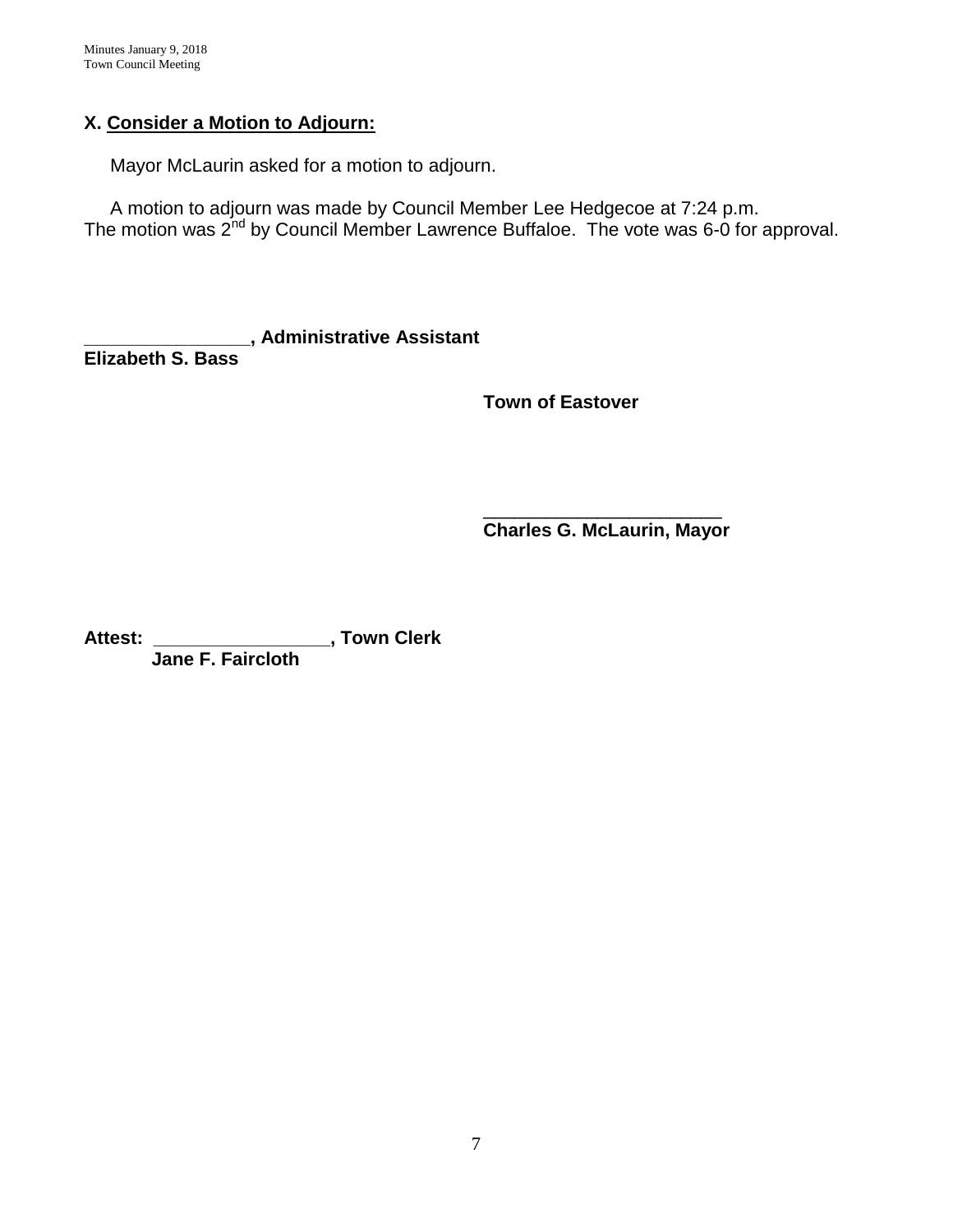### X. Consider a Motion to Adjourn:

Mayor McLaurin asked for a motion to adjourn.

A motion to adjourn was made by Council Member Lee Hedgecoe at 7:24 p.m. The motion was 2nd by Council Member Lawrence Buffaloe. The vote was 6-0 for approval.

**________________, Administrative Assistant**
**Elizabeth S. Bass**

**Town of Eastover**

**______________________**
**Charles G. McLaurin, Mayor**

**Attest: ________________, Town Clerk**
**Jane F. Faircloth**